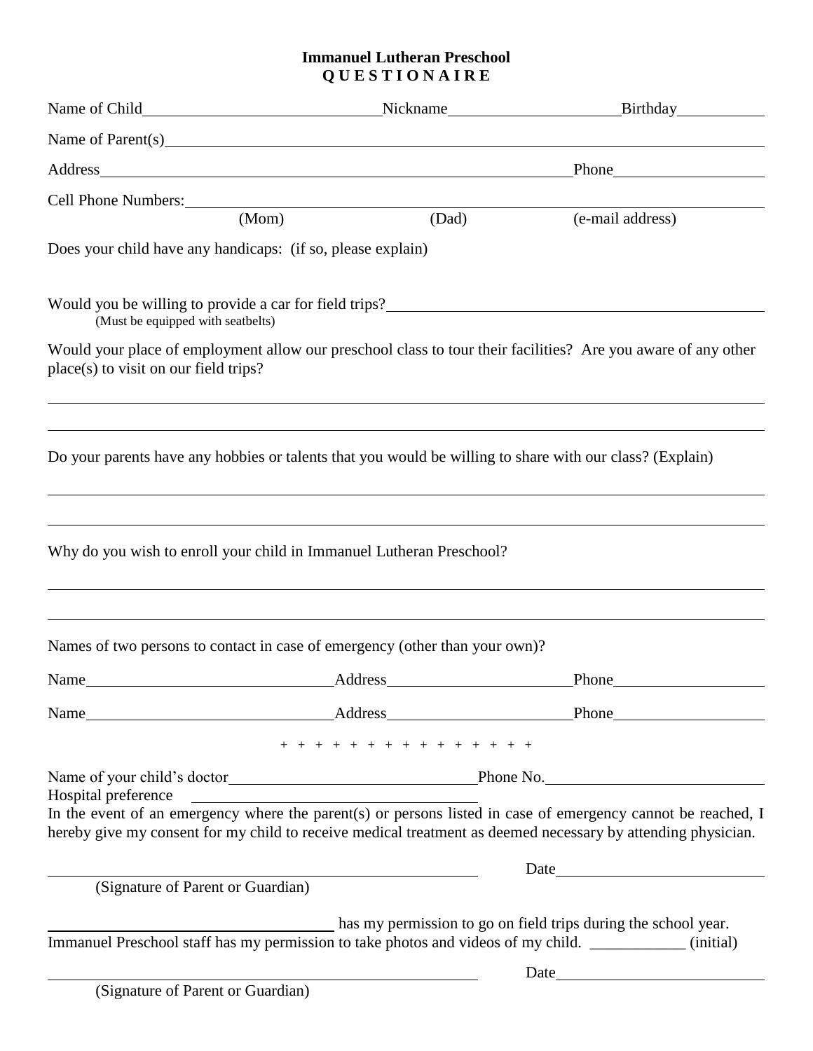# Immanuel Lutheran Preschool
## Q U E S T I O N A I R E

Name of Child______________________________Nickname_____________________Birthday___________

Name of Parent(s)_____________________________________________________________________

Address_____________________________________________________________Phone___________________

Cell Phone Numbers:___________________________________________________________________
(Mom) (Dad) (e-mail address)

Does your child have any handicaps: (if so, please explain)

Would you be willing to provide a car for field trips?_______________________________________
(Must be equipped with seatbelts)

Would your place of employment allow our preschool class to tour their facilities? Are you aware of any other place(s) to visit on our field trips?

_____________________________________________________________________________________

_____________________________________________________________________________________

Do your parents have any hobbies or talents that you would be willing to share with our class? (Explain)

_____________________________________________________________________________________

_____________________________________________________________________________________

Why do you wish to enroll your child in Immanuel Lutheran Preschool?

_____________________________________________________________________________________

_____________________________________________________________________________________

Names of two persons to contact in case of emergency (other than your own)?

Name_______________________________Address_______________________Phone___________________

Name_______________________________Address_______________________Phone___________________

\+ + + + + + + + + + + + + + + + + +

Name of your child's doctor_______________________________Phone No.___________________________

Hospital preference ___________________________________

In the event of an emergency where the parent(s) or persons listed in case of emergency cannot be reached, I hereby give my consent for my child to receive medical treatment as deemed necessary by attending physician.

_______________________________________________ Date__________________________
(Signature of Parent or Guardian)

___________________________________ has my permission to go on field trips during the school year.

Immanuel Preschool staff has my permission to take photos and videos of my child. ____________ (initial)

_______________________________________________ Date__________________________
(Signature of Parent or Guardian)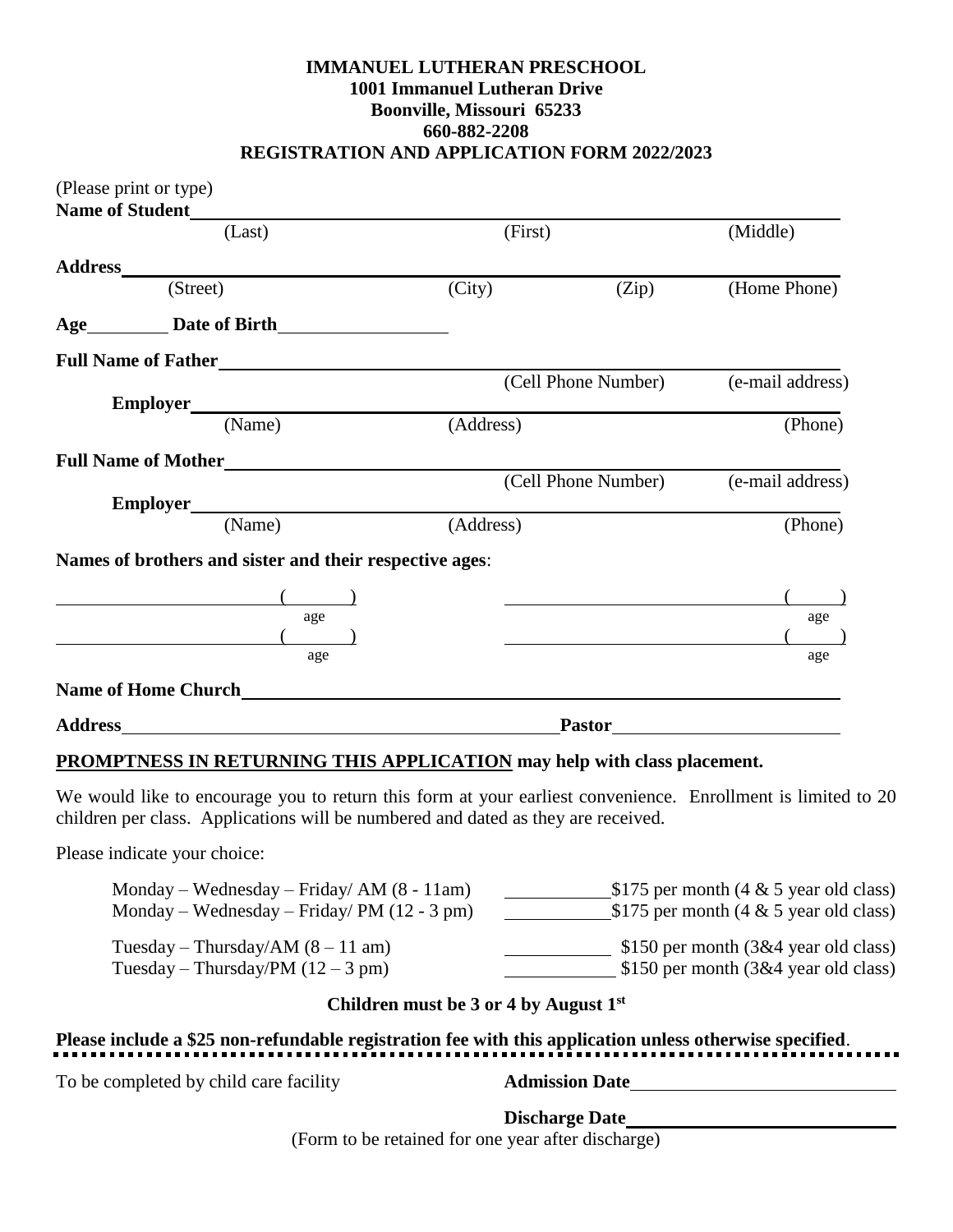**IMMANUEL LUTHERAN PRESCHOOL**
**1001 Immanuel Lutheran Drive**
**Boonville, Missouri 65233**
**660-882-2208**
**REGISTRATION AND APPLICATION FORM 2022/2023**

(Please print or type)

**Name of Student** ____________________________________________
(Last) (First) (Middle)

**Address** ____________________________________________
(Street) (City) (Zip) (Home Phone)

**Age** ________ **Date of Birth** ________________

**Full Name of Father** ____________________________________________
(Cell Phone Number) (e-mail address)

**Employer** ____________________________________________
(Name) (Address) (Phone)

**Full Name of Mother** ____________________________________________
(Cell Phone Number) (e-mail address)

**Employer** ____________________________________________
(Name) (Address) (Phone)

**Names of brothers and sister and their respective ages**:

____________________ ( ) age ____________________ ( ) age

____________________ ( ) age ____________________ ( ) age

**Name of Home Church** ____________________________________________

**Address** ______________________________ **Pastor** ____________________

**PROMPTNESS IN RETURNING THIS APPLICATION may help with class placement.**

We would like to encourage you to return this form at your earliest convenience. Enrollment is limited to 20 children per class. Applications will be numbered and dated as they are received.

Please indicate your choice:

Monday – Wednesday – Friday/ AM (8 - 11am) __________ $175 per month (4 & 5 year old class)
Monday – Wednesday – Friday/ PM (12 - 3 pm) __________ $175 per month (4 & 5 year old class)

Tuesday – Thursday/AM (8 – 11 am) __________ $150 per month (3&4 year old class)
Tuesday – Thursday/PM (12 – 3 pm) __________ $150 per month (3&4 year old class)

**Children must be 3 or 4 by August 1st**

**Please include a $25 non-refundable registration fee with this application unless otherwise specified**.

To be completed by child care facility **Admission Date** ____________________

**Discharge Date** ____________________

(Form to be retained for one year after discharge)